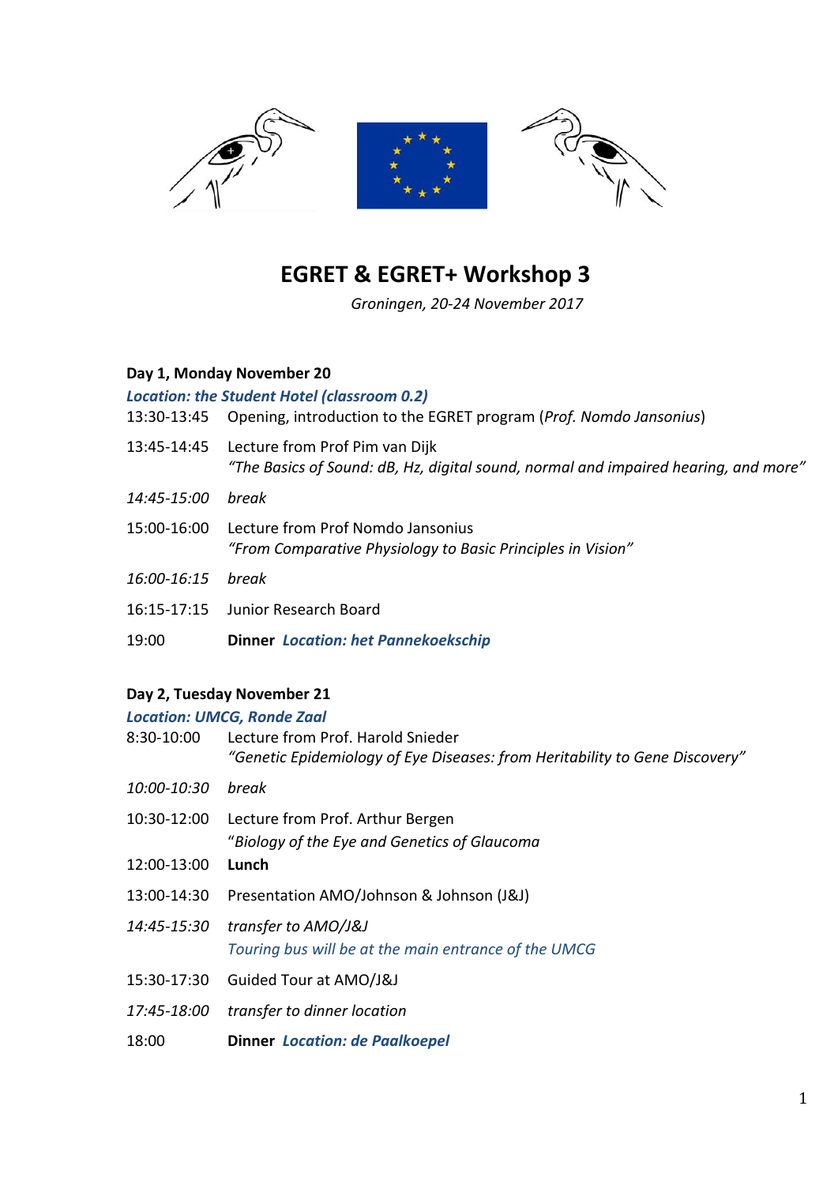# EGRET & EGRET+ Workshop 3

*Groningen, 20-24 November 2017*

**Day 1, Monday November 20**

***Location: the Student Hotel (classroom 0.2)***

| | |
|---|---|
| 13:30-13:45 | Opening, introduction to the EGRET program (*Prof. Nomdo Jansonius*) |
| 13:45-14:45 | Lecture from Prof Pim van Dijk<br>*"The Basics of Sound: dB, Hz, digital sound, normal and impaired hearing, and more"* |
| *14:45-15:00* | *break* |
| 15:00-16:00 | Lecture from Prof Nomdo Jansonius<br>*"From Comparative Physiology to Basic Principles in Vision"* |
| *16:00-16:15* | *break* |
| 16:15-17:15 | Junior Research Board |
| 19:00 | **Dinner** ***Location: het Pannekoekschip*** |

**Day 2, Tuesday November 21**

***Location: UMCG, Ronde Zaal***

| | |
|---|---|
| 8:30-10:00 | Lecture from Prof. Harold Snieder<br>*"Genetic Epidemiology of Eye Diseases: from Heritability to Gene Discovery"* |
| *10:00-10:30* | *break* |
| 10:30-12:00 | Lecture from Prof. Arthur Bergen<br>*"Biology of the Eye and Genetics of Glaucoma* |
| 12:00-13:00 | **Lunch** |
| 13:00-14:30 | Presentation AMO/Johnson & Johnson (J&J) |
| *14:45-15:30* | *transfer to AMO/J&J*<br>*Touring bus will be at the main entrance of the UMCG* |
| 15:30-17:30 | Guided Tour at AMO/J&J |
| *17:45-18:00* | *transfer to dinner location* |
| 18:00 | **Dinner** ***Location: de Paalkoepel*** |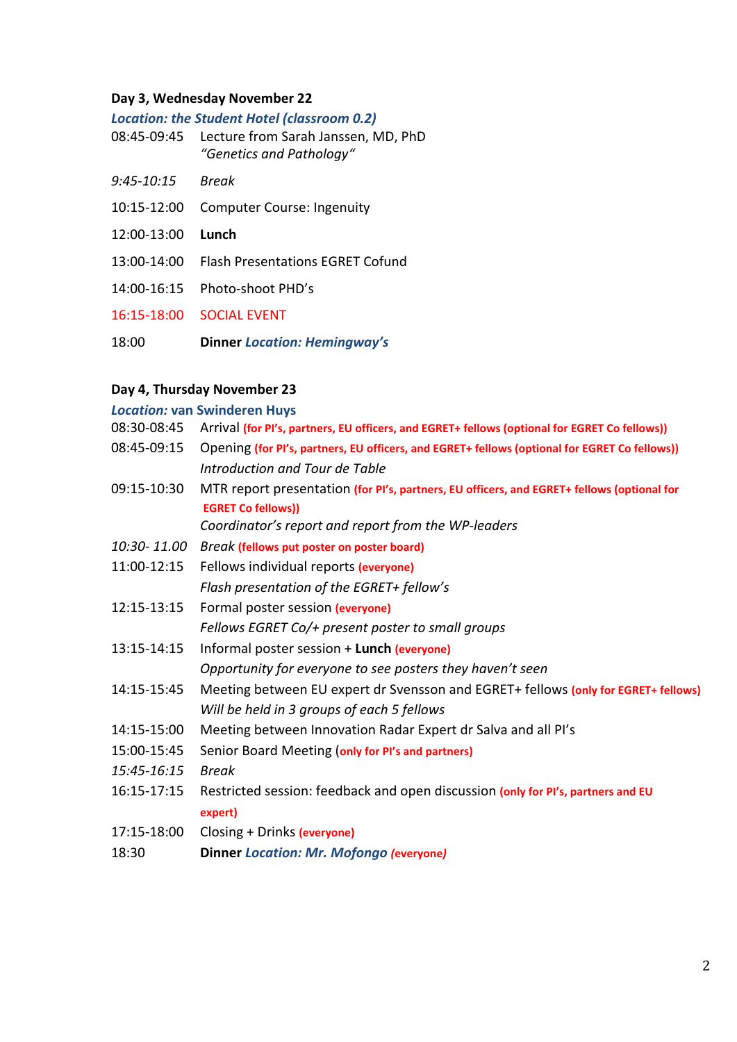**Day 3, Wednesday November 22**

***Location: the Student Hotel (classroom 0.2)***

| | |
|---|---|
| 08:45-09:45 | Lecture from Sarah Janssen, MD, PhD<br>*"Genetics and Pathology"* |
| *9:45-10:15* | *Break* |
| 10:15-12:00 | Computer Course: Ingenuity |
| 12:00-13:00 | **Lunch** |
| 13:00-14:00 | Flash Presentations EGRET Cofund |
| 14:00-16:15 | Photo-shoot PHD's |
| 16:15-18:00 | SOCIAL EVENT |
| 18:00 | **Dinner** ***Location: Hemingway's*** |

**Day 4, Thursday November 23**

***Location:*** **van Swinderen Huys**

| | |
|---|---|
| 08:30-08:45 | Arrival **(for PI's, partners, EU officers, and EGRET+ fellows (optional for EGRET Co fellows))** |
| 08:45-09:15 | Opening **(for PI's, partners, EU officers, and EGRET+ fellows (optional for EGRET Co fellows))**<br>*Introduction and Tour de Table* |
| 09:15-10:30 | MTR report presentation **(for PI's, partners, EU officers, and EGRET+ fellows (optional for EGRET Co fellows))**<br>*Coordinator's report and report from the WP-leaders* |
| *10:30- 11.00* | *Break* **(fellows put poster on poster board)** |
| 11:00-12:15 | Fellows individual reports **(everyone)**<br>*Flash presentation of the EGRET+ fellow's* |
| 12:15-13:15 | Formal poster session **(everyone)**<br>*Fellows EGRET Co/+ present poster to small groups* |
| 13:15-14:15 | Informal poster session + **Lunch** **(everyone)**<br>*Opportunity for everyone to see posters they haven't seen* |
| 14:15-15:45 | Meeting between EU expert dr Svensson and EGRET+ fellows **(only for EGRET+ fellows)**<br>*Will be held in 3 groups of each 5 fellows* |
| 14:15-15:00 | Meeting between Innovation Radar Expert dr Salva and all PI's |
| 15:00-15:45 | Senior Board Meeting (**only for PI's and partners)** |
| *15:45-16:15* | *Break* |
| 16:15-17:15 | Restricted session: feedback and open discussion **(only for PI's, partners and EU expert)** |
| 17:15-18:00 | Closing + Drinks **(everyone)** |
| 18:30 | **Dinner** ***Location: Mr. Mofongo*** ***(everyone)*** |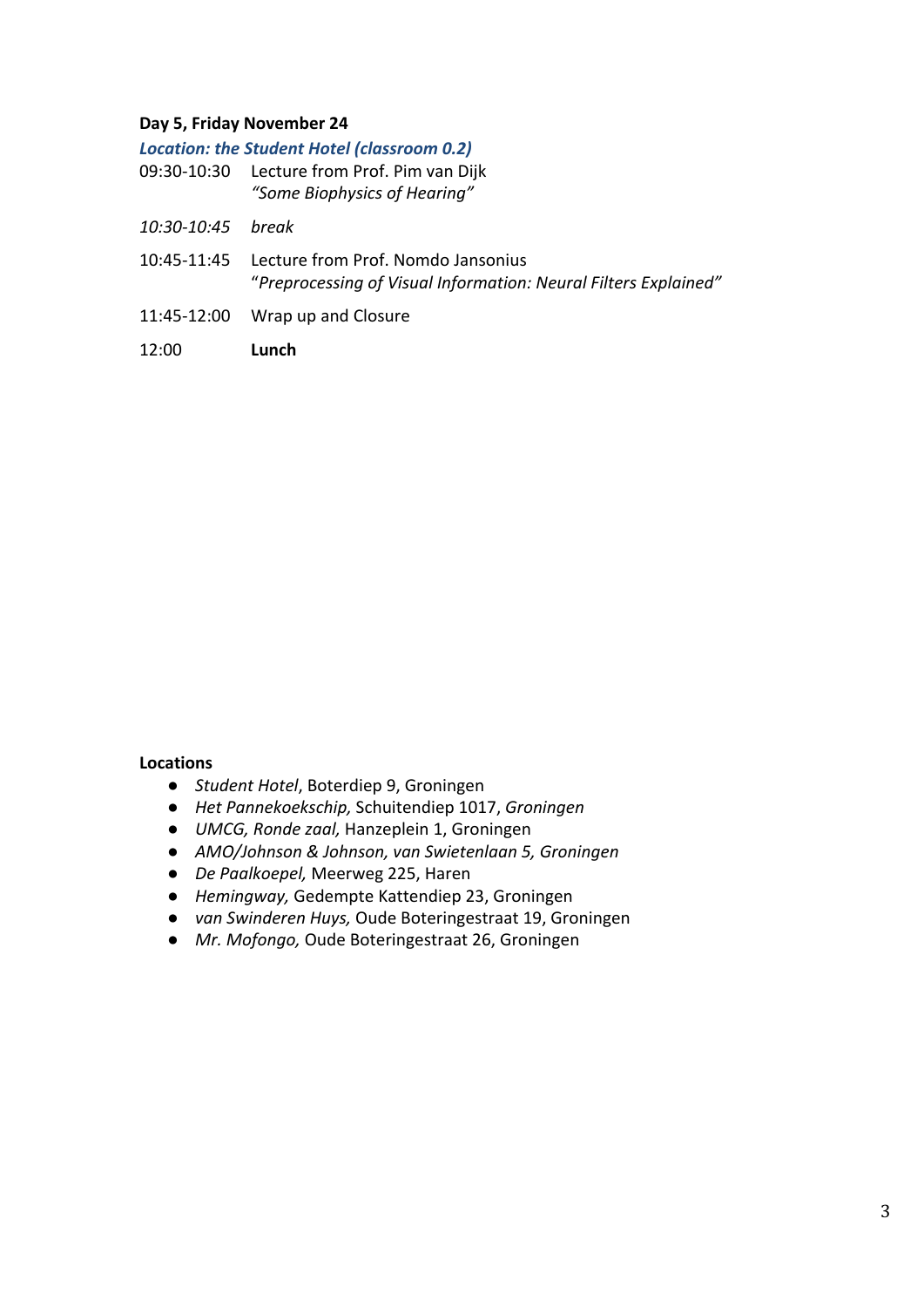**Day 5, Friday November 24**

***Location: the Student Hotel (classroom 0.2)***

| | |
|---|---|
| 09:30-10:30 | Lecture from Prof. Pim van Dijk<br>*"Some Biophysics of Hearing"* |
| *10:30-10:45* | *break* |
| 10:45-11:45 | Lecture from Prof. Nomdo Jansonius<br>"*Preprocessing of Visual Information: Neural Filters Explained"* |
| 11:45-12:00 | Wrap up and Closure |
| 12:00 | **Lunch** |

**Locations**

- *Student Hotel*, Boterdiep 9, Groningen
- *Het Pannekoekschip,* Schuitendiep 1017, *Groningen*
- *UMCG, Ronde zaal,* Hanzeplein 1, Groningen
- *AMO/Johnson & Johnson, van Swietenlaan 5, Groningen*
- *De Paalkoepel,* Meerweg 225, Haren
- *Hemingway,* Gedempte Kattendiep 23, Groningen
- *van Swinderen Huys,* Oude Boteringestraat 19, Groningen
- *Mr. Mofongo,* Oude Boteringestraat 26, Groningen